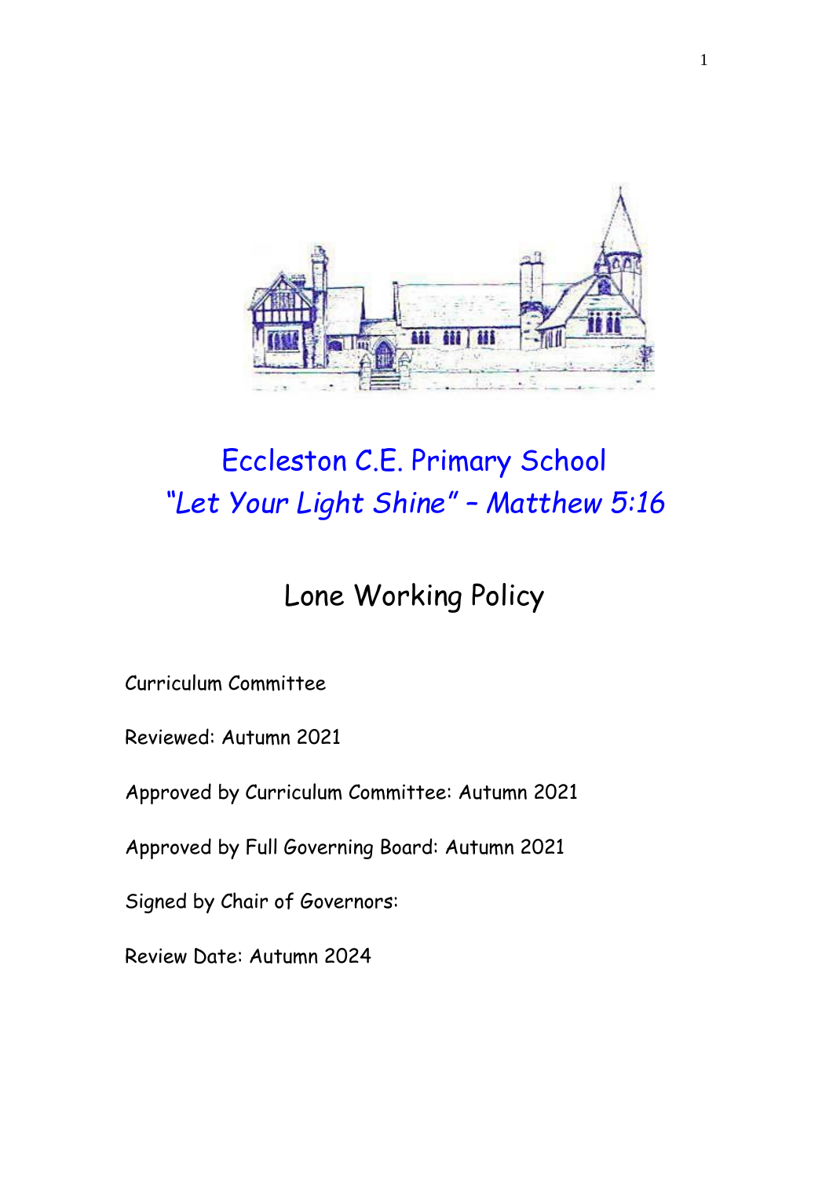# Eccleston C.E. Primary School

*"Let Your Light Shine" – Matthew 5:16*

## Lone Working Policy

Curriculum Committee

Reviewed: Autumn 2021

Approved by Curriculum Committee: Autumn 2021

Approved by Full Governing Board: Autumn 2021

Signed by Chair of Governors:

Review Date: Autumn 2024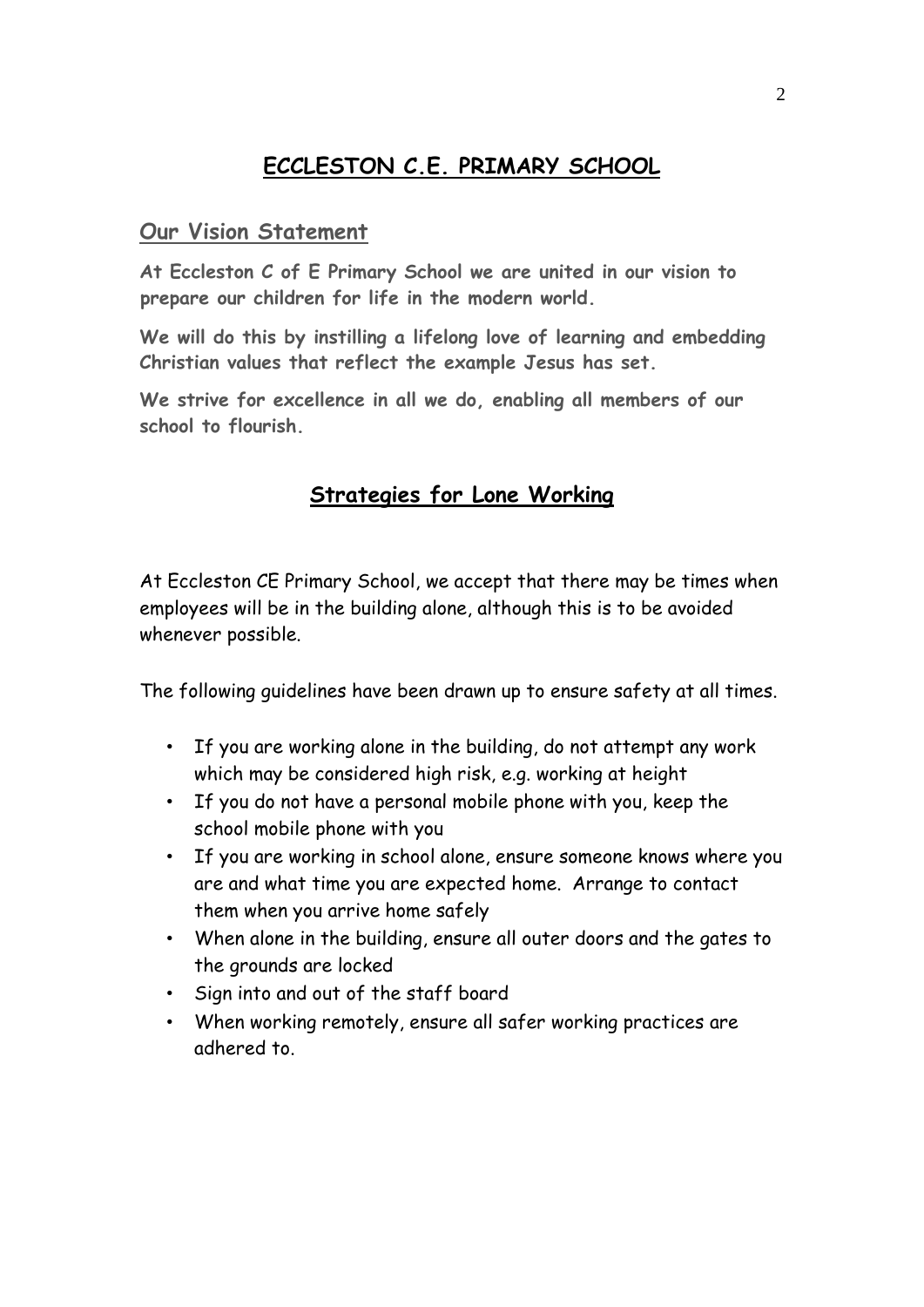# ECCLESTON C.E. PRIMARY SCHOOL

## Our Vision Statement

**At Eccleston C of E Primary School we are united in our vision to prepare our children for life in the modern world.**

**We will do this by instilling a lifelong love of learning and embedding Christian values that reflect the example Jesus has set.**

**We strive for excellence in all we do, enabling all members of our school to flourish.**

## Strategies for Lone Working

At Eccleston CE Primary School, we accept that there may be times when employees will be in the building alone, although this is to be avoided whenever possible.

The following guidelines have been drawn up to ensure safety at all times.

- If you are working alone in the building, do not attempt any work which may be considered high risk, e.g. working at height
- If you do not have a personal mobile phone with you, keep the school mobile phone with you
- If you are working in school alone, ensure someone knows where you are and what time you are expected home. Arrange to contact them when you arrive home safely
- When alone in the building, ensure all outer doors and the gates to the grounds are locked
- Sign into and out of the staff board
- When working remotely, ensure all safer working practices are adhered to.